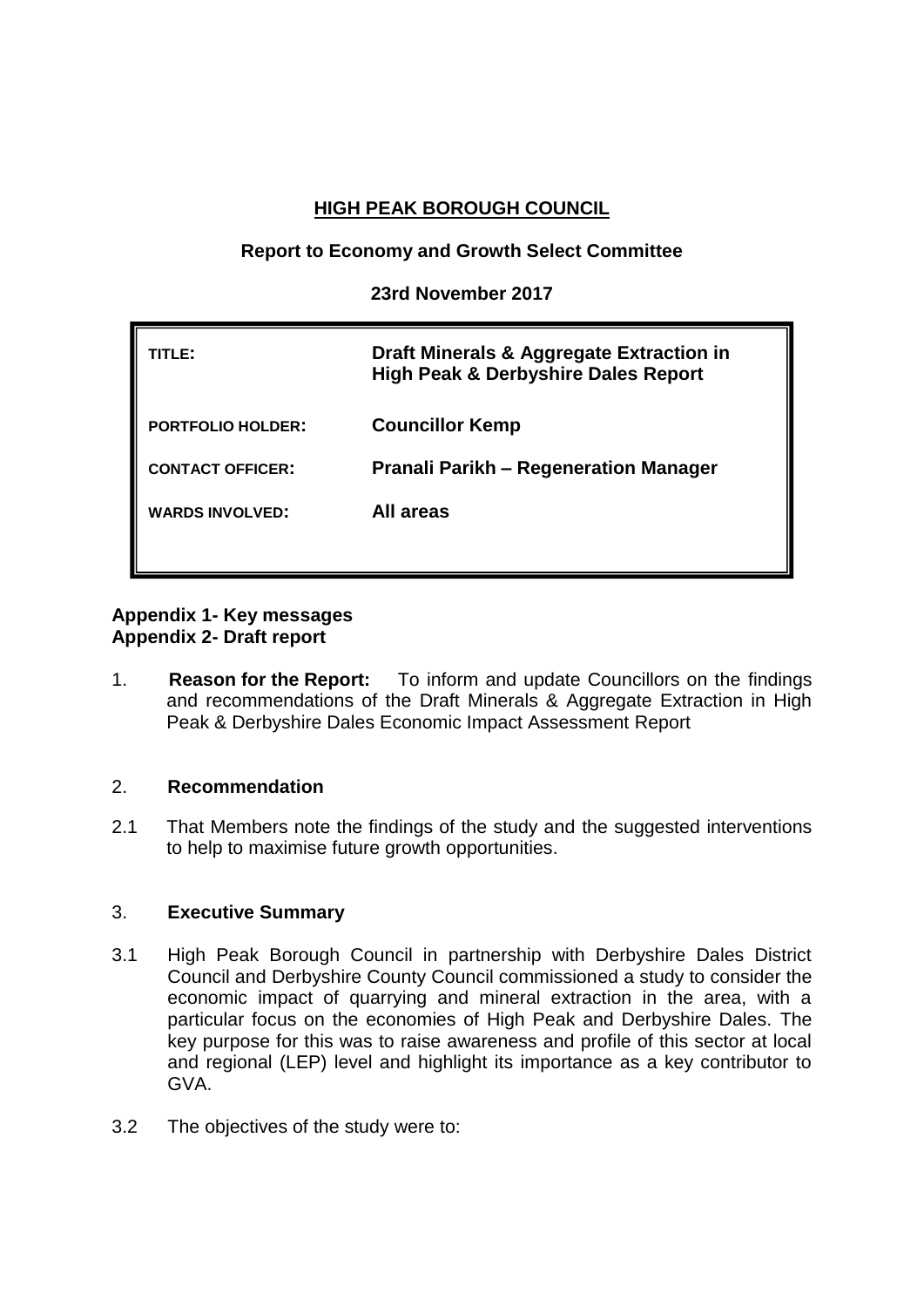**HIGH PEAK BOROUGH COUNCIL**

**Report to Economy and Growth Select Committee**

**23rd November 2017**

| | |
|---|---|
| **TITLE:** | **Draft Minerals & Aggregate Extraction in High Peak & Derbyshire Dales Report** |
| **PORTFOLIO HOLDER:** | **Councillor Kemp** |
| **CONTACT OFFICER:** | **Pranali Parikh – Regeneration Manager** |
| **WARDS INVOLVED:** | **All areas** |

**Appendix 1- Key messages**
**Appendix 2- Draft report**

1. **Reason for the Report:** To inform and update Councillors on the findings and recommendations of the Draft Minerals & Aggregate Extraction in High Peak & Derbyshire Dales Economic Impact Assessment Report

2. **Recommendation**

2.1 That Members note the findings of the study and the suggested interventions to help to maximise future growth opportunities.

3. **Executive Summary**

3.1 High Peak Borough Council in partnership with Derbyshire Dales District Council and Derbyshire County Council commissioned a study to consider the economic impact of quarrying and mineral extraction in the area, with a particular focus on the economies of High Peak and Derbyshire Dales. The key purpose for this was to raise awareness and profile of this sector at local and regional (LEP) level and highlight its importance as a key contributor to GVA.

3.2 The objectives of the study were to: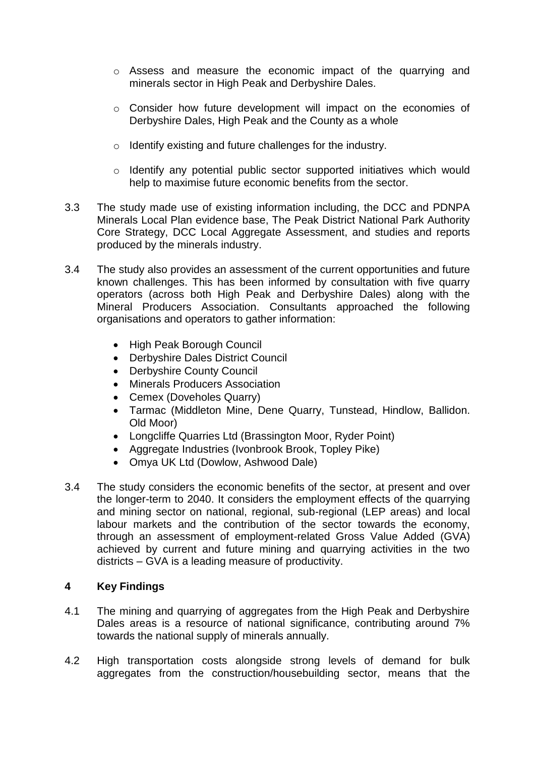- Assess and measure the economic impact of the quarrying and minerals sector in High Peak and Derbyshire Dales.

- Consider how future development will impact on the economies of Derbyshire Dales, High Peak and the County as a whole

- Identify existing and future challenges for the industry.

- Identify any potential public sector supported initiatives which would help to maximise future economic benefits from the sector.

3.3 The study made use of existing information including, the DCC and PDNPA Minerals Local Plan evidence base, The Peak District National Park Authority Core Strategy, DCC Local Aggregate Assessment, and studies and reports produced by the minerals industry.

3.4 The study also provides an assessment of the current opportunities and future known challenges. This has been informed by consultation with five quarry operators (across both High Peak and Derbyshire Dales) along with the Mineral Producers Association. Consultants approached the following organisations and operators to gather information:

- High Peak Borough Council
- Derbyshire Dales District Council
- Derbyshire County Council
- Minerals Producers Association
- Cemex (Doveholes Quarry)
- Tarmac (Middleton Mine, Dene Quarry, Tunstead, Hindlow, Ballidon. Old Moor)
- Longcliffe Quarries Ltd (Brassington Moor, Ryder Point)
- Aggregate Industries (Ivonbrook Brook, Topley Pike)
- Omya UK Ltd (Dowlow, Ashwood Dale)

3.4 The study considers the economic benefits of the sector, at present and over the longer-term to 2040. It considers the employment effects of the quarrying and mining sector on national, regional, sub-regional (LEP areas) and local labour markets and the contribution of the sector towards the economy, through an assessment of employment-related Gross Value Added (GVA) achieved by current and future mining and quarrying activities in the two districts – GVA is a leading measure of productivity.

## 4 Key Findings

4.1 The mining and quarrying of aggregates from the High Peak and Derbyshire Dales areas is a resource of national significance, contributing around 7% towards the national supply of minerals annually.

4.2 High transportation costs alongside strong levels of demand for bulk aggregates from the construction/housebuilding sector, means that the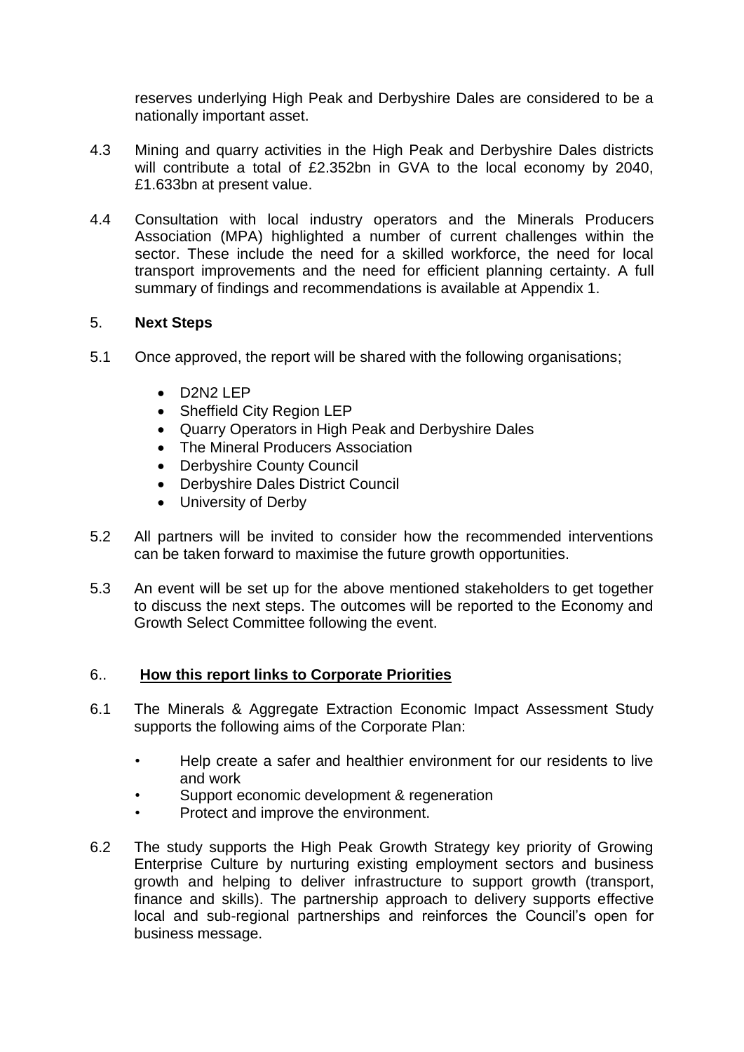reserves underlying High Peak and Derbyshire Dales are considered to be a nationally important asset.

4.3 Mining and quarry activities in the High Peak and Derbyshire Dales districts will contribute a total of £2.352bn in GVA to the local economy by 2040, £1.633bn at present value.

4.4 Consultation with local industry operators and the Minerals Producers Association (MPA) highlighted a number of current challenges within the sector. These include the need for a skilled workforce, the need for local transport improvements and the need for efficient planning certainty. A full summary of findings and recommendations is available at Appendix 1.

## 5. **Next Steps**

5.1 Once approved, the report will be shared with the following organisations;

- D2N2 LEP
- Sheffield City Region LEP
- Quarry Operators in High Peak and Derbyshire Dales
- The Mineral Producers Association
- Derbyshire County Council
- Derbyshire Dales District Council
- University of Derby

5.2 All partners will be invited to consider how the recommended interventions can be taken forward to maximise the future growth opportunities.

5.3 An event will be set up for the above mentioned stakeholders to get together to discuss the next steps. The outcomes will be reported to the Economy and Growth Select Committee following the event.

## 6.. **How this report links to Corporate Priorities**

6.1 The Minerals & Aggregate Extraction Economic Impact Assessment Study supports the following aims of the Corporate Plan:

- Help create a safer and healthier environment for our residents to live and work
- Support economic development & regeneration
- Protect and improve the environment.

6.2 The study supports the High Peak Growth Strategy key priority of Growing Enterprise Culture by nurturing existing employment sectors and business growth and helping to deliver infrastructure to support growth (transport, finance and skills). The partnership approach to delivery supports effective local and sub-regional partnerships and reinforces the Council's open for business message.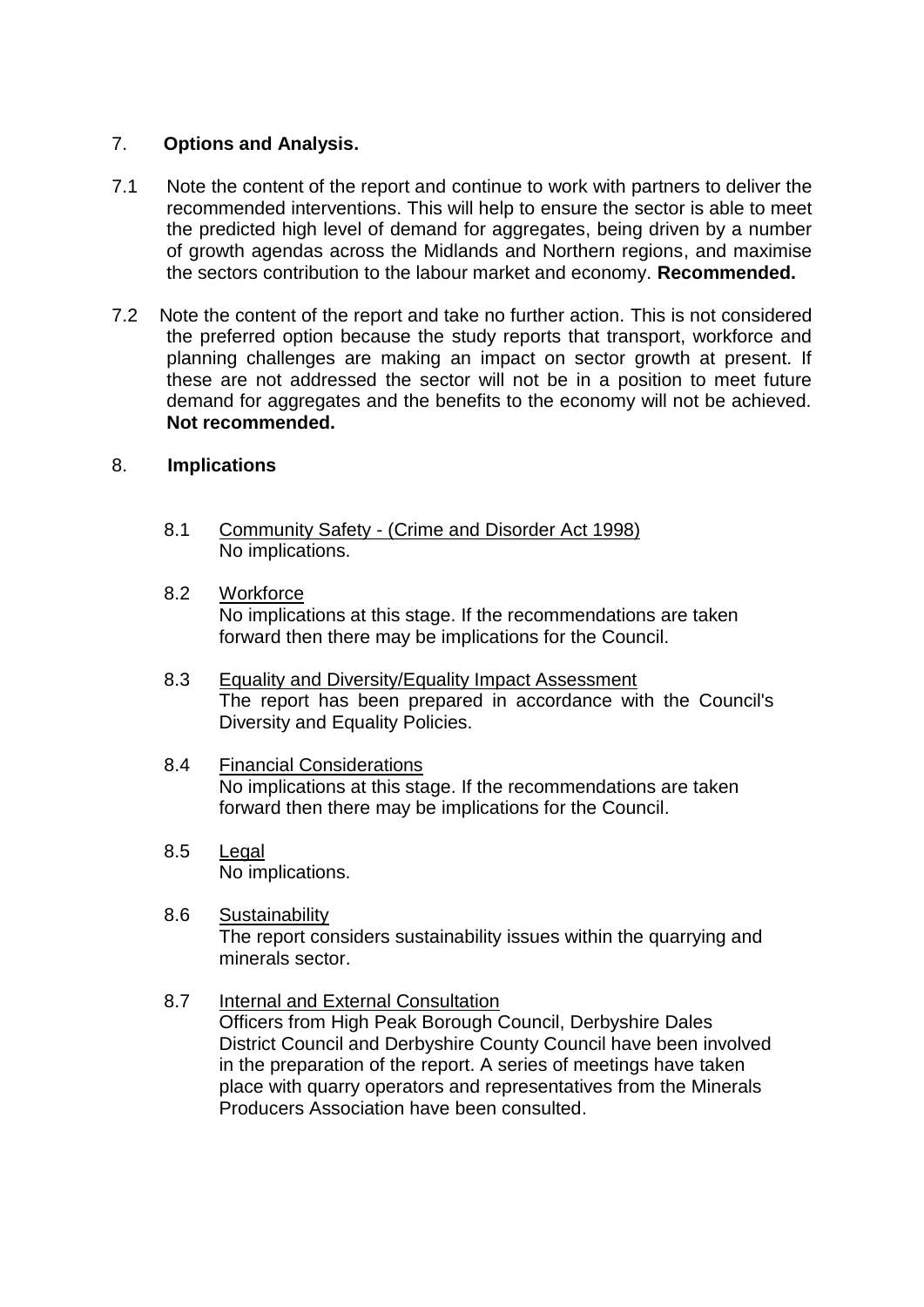## 7. **Options and Analysis.**

7.1 Note the content of the report and continue to work with partners to deliver the recommended interventions. This will help to ensure the sector is able to meet the predicted high level of demand for aggregates, being driven by a number of growth agendas across the Midlands and Northern regions, and maximise the sectors contribution to the labour market and economy. **Recommended.**

7.2 Note the content of the report and take no further action. This is not considered the preferred option because the study reports that transport, workforce and planning challenges are making an impact on sector growth at present. If these are not addressed the sector will not be in a position to meet future demand for aggregates and the benefits to the economy will not be achieved. **Not recommended.**

## 8. **Implications**

8.1 Community Safety - (Crime and Disorder Act 1998)
No implications.

8.2 Workforce
No implications at this stage. If the recommendations are taken forward then there may be implications for the Council.

8.3 Equality and Diversity/Equality Impact Assessment
The report has been prepared in accordance with the Council's Diversity and Equality Policies.

8.4 Financial Considerations
No implications at this stage. If the recommendations are taken forward then there may be implications for the Council.

8.5 Legal
No implications.

8.6 Sustainability
The report considers sustainability issues within the quarrying and minerals sector.

8.7 Internal and External Consultation
Officers from High Peak Borough Council, Derbyshire Dales District Council and Derbyshire County Council have been involved in the preparation of the report. A series of meetings have taken place with quarry operators and representatives from the Minerals Producers Association have been consulted.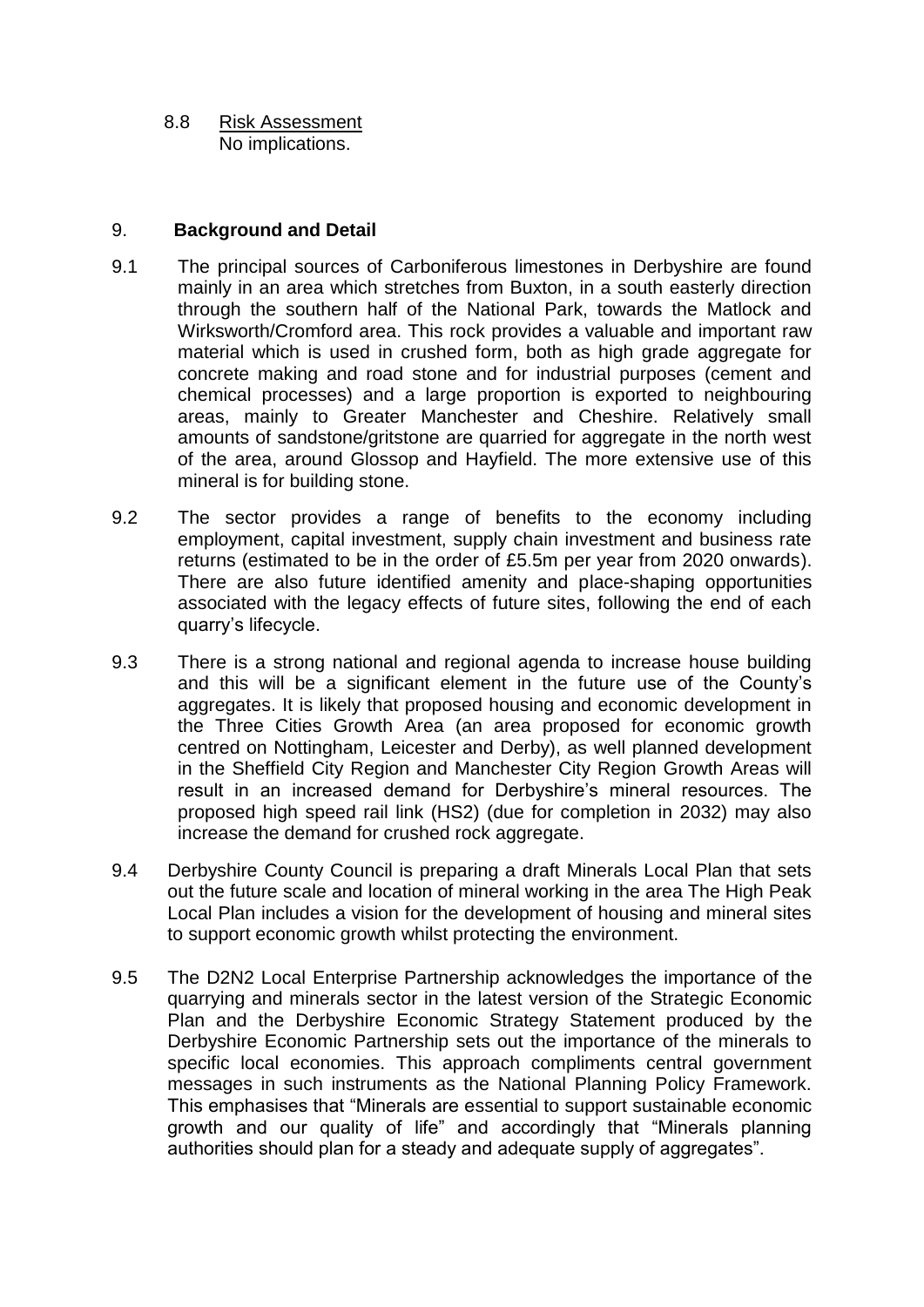8.8 Risk Assessment

No implications.

## 9. **Background and Detail**

9.1 The principal sources of Carboniferous limestones in Derbyshire are found mainly in an area which stretches from Buxton, in a south easterly direction through the southern half of the National Park, towards the Matlock and Wirksworth/Cromford area. This rock provides a valuable and important raw material which is used in crushed form, both as high grade aggregate for concrete making and road stone and for industrial purposes (cement and chemical processes) and a large proportion is exported to neighbouring areas, mainly to Greater Manchester and Cheshire. Relatively small amounts of sandstone/gritstone are quarried for aggregate in the north west of the area, around Glossop and Hayfield. The more extensive use of this mineral is for building stone.

9.2 The sector provides a range of benefits to the economy including employment, capital investment, supply chain investment and business rate returns (estimated to be in the order of £5.5m per year from 2020 onwards). There are also future identified amenity and place-shaping opportunities associated with the legacy effects of future sites, following the end of each quarry's lifecycle.

9.3 There is a strong national and regional agenda to increase house building and this will be a significant element in the future use of the County's aggregates. It is likely that proposed housing and economic development in the Three Cities Growth Area (an area proposed for economic growth centred on Nottingham, Leicester and Derby), as well planned development in the Sheffield City Region and Manchester City Region Growth Areas will result in an increased demand for Derbyshire's mineral resources. The proposed high speed rail link (HS2) (due for completion in 2032) may also increase the demand for crushed rock aggregate.

9.4 Derbyshire County Council is preparing a draft Minerals Local Plan that sets out the future scale and location of mineral working in the area The High Peak Local Plan includes a vision for the development of housing and mineral sites to support economic growth whilst protecting the environment.

9.5 The D2N2 Local Enterprise Partnership acknowledges the importance of the quarrying and minerals sector in the latest version of the Strategic Economic Plan and the Derbyshire Economic Strategy Statement produced by the Derbyshire Economic Partnership sets out the importance of the minerals to specific local economies. This approach compliments central government messages in such instruments as the National Planning Policy Framework. This emphasises that "Minerals are essential to support sustainable economic growth and our quality of life" and accordingly that "Minerals planning authorities should plan for a steady and adequate supply of aggregates".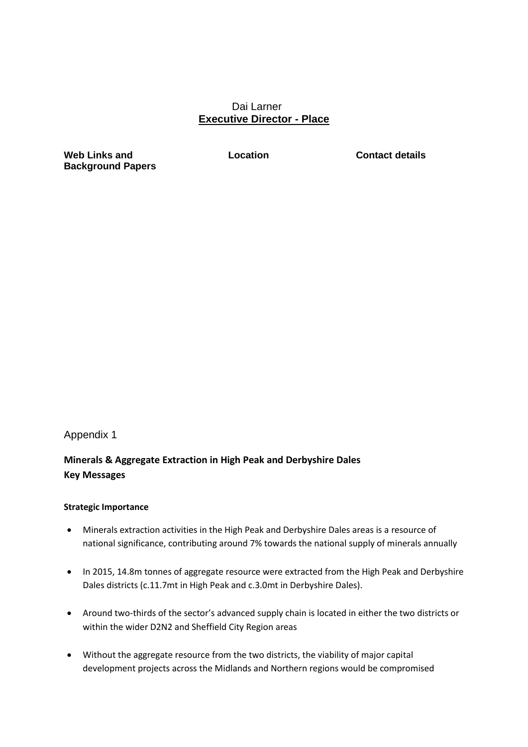Dai Larner
**Executive Director - Place**

| **Web Links and Background Papers** | **Location** | **Contact details** |
| --- | --- | --- |

Appendix 1

**Minerals & Aggregate Extraction in High Peak and Derbyshire Dales**
**Key Messages**

**Strategic Importance**

- Minerals extraction activities in the High Peak and Derbyshire Dales areas is a resource of national significance, contributing around 7% towards the national supply of minerals annually
- In 2015, 14.8m tonnes of aggregate resource were extracted from the High Peak and Derbyshire Dales districts (c.11.7mt in High Peak and c.3.0mt in Derbyshire Dales).
- Around two-thirds of the sector's advanced supply chain is located in either the two districts or within the wider D2N2 and Sheffield City Region areas
- Without the aggregate resource from the two districts, the viability of major capital development projects across the Midlands and Northern regions would be compromised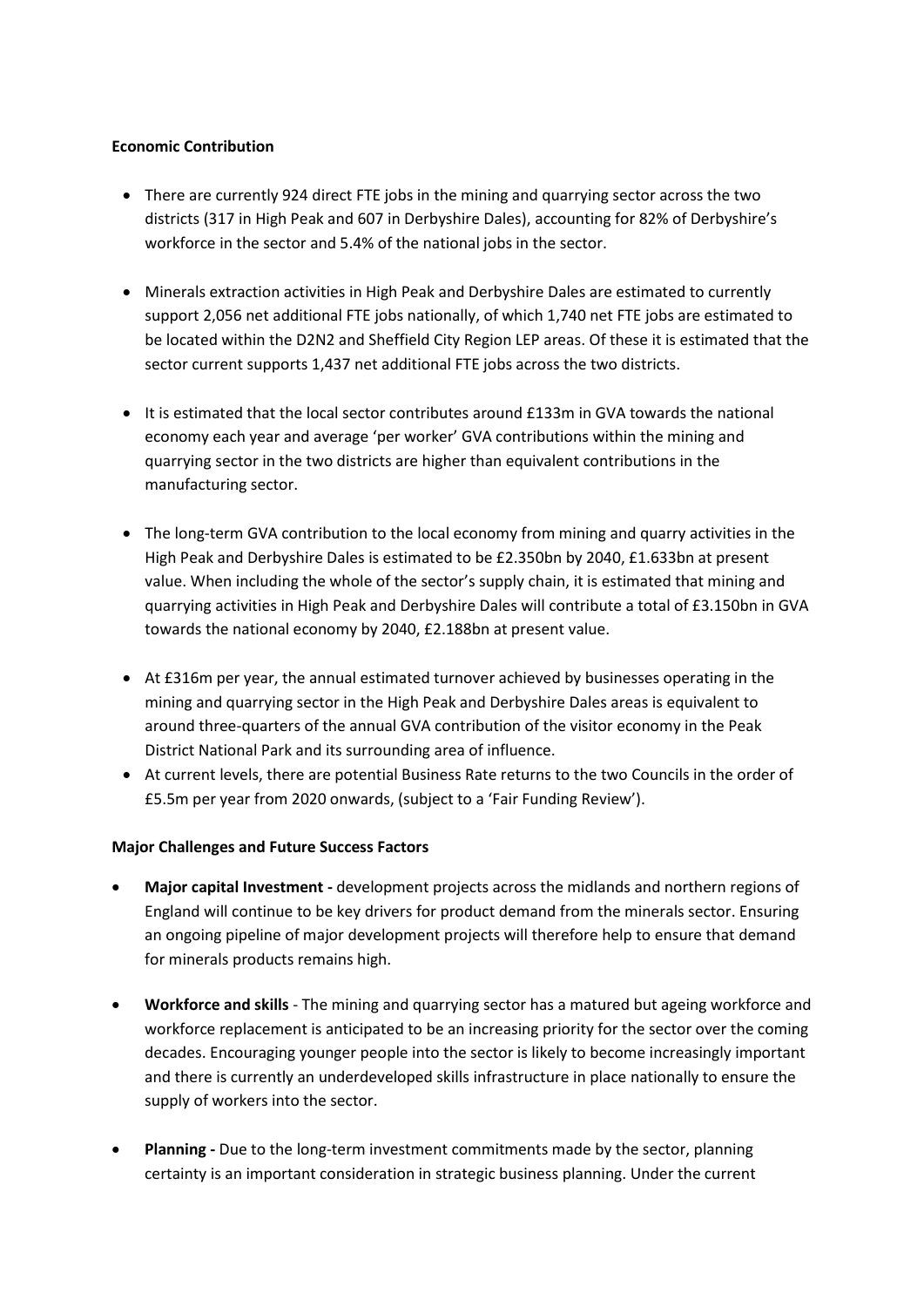**Economic Contribution**

- There are currently 924 direct FTE jobs in the mining and quarrying sector across the two districts (317 in High Peak and 607 in Derbyshire Dales), accounting for 82% of Derbyshire's workforce in the sector and 5.4% of the national jobs in the sector.

- Minerals extraction activities in High Peak and Derbyshire Dales are estimated to currently support 2,056 net additional FTE jobs nationally, of which 1,740 net FTE jobs are estimated to be located within the D2N2 and Sheffield City Region LEP areas. Of these it is estimated that the sector current supports 1,437 net additional FTE jobs across the two districts.

- It is estimated that the local sector contributes around £133m in GVA towards the national economy each year and average 'per worker' GVA contributions within the mining and quarrying sector in the two districts are higher than equivalent contributions in the manufacturing sector.

- The long-term GVA contribution to the local economy from mining and quarry activities in the High Peak and Derbyshire Dales is estimated to be £2.350bn by 2040, £1.633bn at present value. When including the whole of the sector's supply chain, it is estimated that mining and quarrying activities in High Peak and Derbyshire Dales will contribute a total of £3.150bn in GVA towards the national economy by 2040, £2.188bn at present value.

- At £316m per year, the annual estimated turnover achieved by businesses operating in the mining and quarrying sector in the High Peak and Derbyshire Dales areas is equivalent to around three-quarters of the annual GVA contribution of the visitor economy in the Peak District National Park and its surrounding area of influence.
- At current levels, there are potential Business Rate returns to the two Councils in the order of £5.5m per year from 2020 onwards, (subject to a 'Fair Funding Review').

**Major Challenges and Future Success Factors**

- **Major capital Investment -** development projects across the midlands and northern regions of England will continue to be key drivers for product demand from the minerals sector. Ensuring an ongoing pipeline of major development projects will therefore help to ensure that demand for minerals products remains high.

- **Workforce and skills** - The mining and quarrying sector has a matured but ageing workforce and workforce replacement is anticipated to be an increasing priority for the sector over the coming decades. Encouraging younger people into the sector is likely to become increasingly important and there is currently an underdeveloped skills infrastructure in place nationally to ensure the supply of workers into the sector.

- **Planning -** Due to the long-term investment commitments made by the sector, planning certainty is an important consideration in strategic business planning. Under the current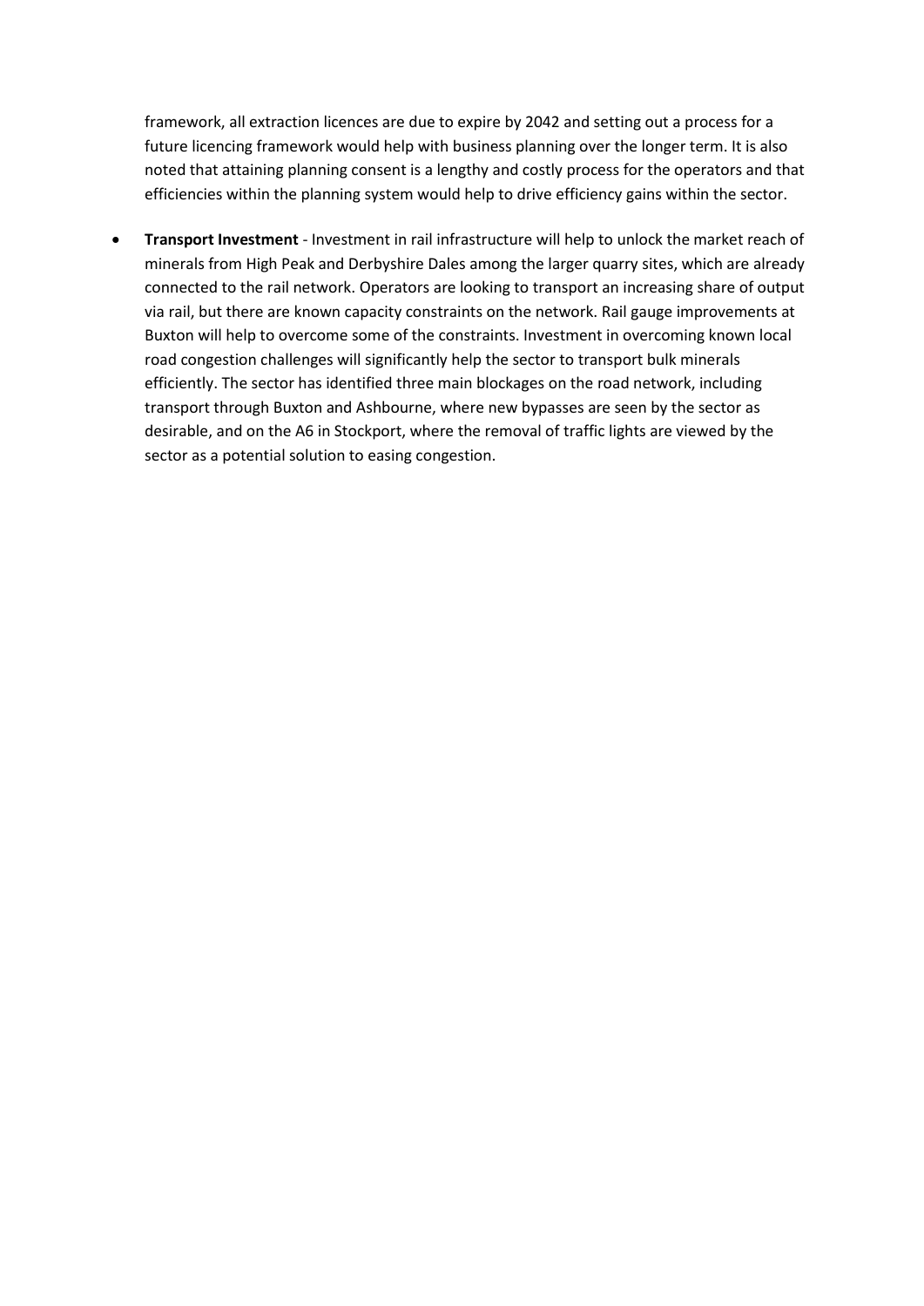framework, all extraction licences are due to expire by 2042 and setting out a process for a future licencing framework would help with business planning over the longer term. It is also noted that attaining planning consent is a lengthy and costly process for the operators and that efficiencies within the planning system would help to drive efficiency gains within the sector.

- **Transport Investment** - Investment in rail infrastructure will help to unlock the market reach of minerals from High Peak and Derbyshire Dales among the larger quarry sites, which are already connected to the rail network. Operators are looking to transport an increasing share of output via rail, but there are known capacity constraints on the network. Rail gauge improvements at Buxton will help to overcome some of the constraints. Investment in overcoming known local road congestion challenges will significantly help the sector to transport bulk minerals efficiently. The sector has identified three main blockages on the road network, including transport through Buxton and Ashbourne, where new bypasses are seen by the sector as desirable, and on the A6 in Stockport, where the removal of traffic lights are viewed by the sector as a potential solution to easing congestion.